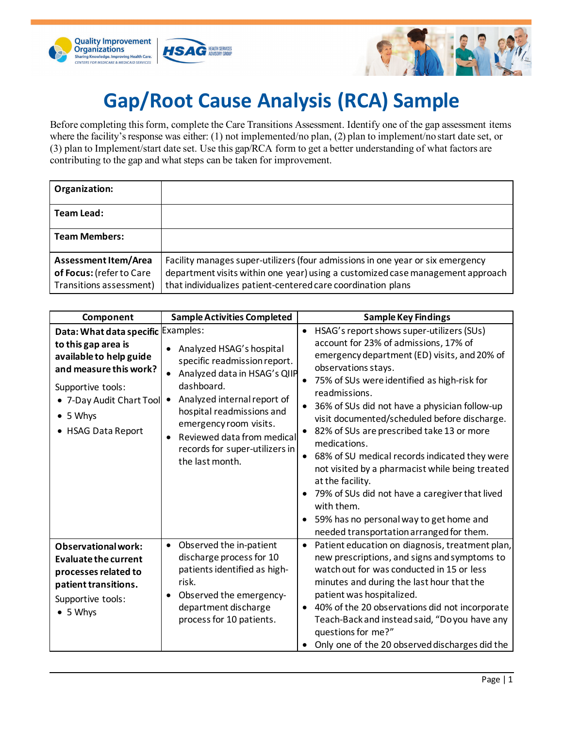# Gap/Root Cause Analysis (RCA) Sample

Before completing this form, complete the Care Transitions Assessment. Identify one of the gap assessment items where the facility's response was either: (1) not implemented/no plan, (2) plan to implement/no start date set, or (3) plan to Implement/start date set. Use this gap/RCA form to get a better understanding of what factors are contributing to the gap and what steps can be taken for improvement.

| | |
|---|---|
| **Organization:** | |
| **Team Lead:** | |
| **Team Members:** | |
| **Assessment Item/Area of Focus:** (refer to Care Transitions assessment) | Facility manages super-utilizers (four admissions in one year or six emergency department visits within one year) using a customized case management approach that individualizes patient-centered care coordination plans |

| Component | Sample Activities Completed | Sample Key Findings |
|---|---|---|
| **Data: What data specific to this gap area is available to help guide and measure this work?**<br>Supportive tools:<br>• 7-Day Audit Chart Tool<br>• 5 Whys<br>• HSAG Data Report | Examples:<br>• Analyzed HSAG's hospital specific readmission report.<br>• Analyzed data in HSAG's QIIP dashboard.<br>• Analyzed internal report of hospital readmissions and emergency room visits.<br>• Reviewed data from medical records for super-utilizers in the last month. | • HSAG's report shows super-utilizers (SUs) account for 23% of admissions, 17% of emergency department (ED) visits, and 20% of observations stays.<br>• 75% of SUs were identified as high-risk for readmissions.<br>• 36% of SUs did not have a physician follow-up visit documented/scheduled before discharge.<br>• 82% of SUs are prescribed take 13 or more medications.<br>• 68% of SU medical records indicated they were not visited by a pharmacist while being treated at the facility.<br>• 79% of SUs did not have a caregiver that lived with them.<br>• 59% has no personal way to get home and needed transportation arranged for them. |
| **Observational work: Evaluate the current processes related to patient transitions.**<br>Supportive tools:<br>• 5 Whys | • Observed the in-patient discharge process for 10 patients identified as high-risk.<br>• Observed the emergency-department discharge process for 10 patients. | • Patient education on diagnosis, treatment plan, new prescriptions, and signs and symptoms to watch out for was conducted in 15 or less minutes and during the last hour that the patient was hospitalized.<br>• 40% of the 20 observations did not incorporate Teach-Back and instead said, "Do you have any questions for me?"<br>• Only one of the 20 observed discharges did the |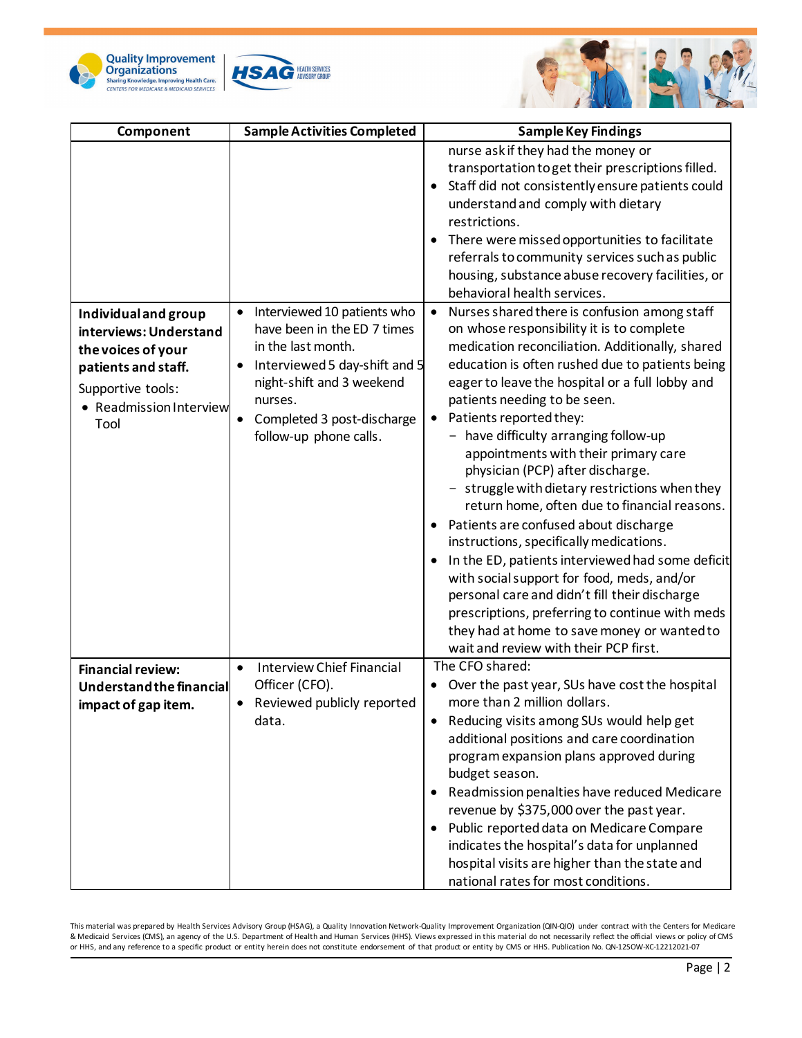| Component | Sample Activities Completed | Sample Key Findings |
|---|---|---|
| | | nurse ask if they had the money or transportation to get their prescriptions filled.<br>• Staff did not consistently ensure patients could understand and comply with dietary restrictions.<br>• There were missed opportunities to facilitate referrals to community services such as public housing, substance abuse recovery facilities, or behavioral health services. |
| **Individual and group interviews: Understand the voices of your patients and staff.**<br>Supportive tools:<br>• Readmission Interview Tool | • Interviewed 10 patients who have been in the ED 7 times in the last month.<br>• Interviewed 5 day-shift and 5 night-shift and 3 weekend nurses.<br>• Completed 3 post-discharge follow-up phone calls. | • Nurses shared there is confusion among staff on whose responsibility it is to complete medication reconciliation. Additionally, shared education is often rushed due to patients being eager to leave the hospital or a full lobby and patients needing to be seen.<br>• Patients reported they:<br>− have difficulty arranging follow-up appointments with their primary care physician (PCP) after discharge.<br>− struggle with dietary restrictions when they return home, often due to financial reasons.<br>• Patients are confused about discharge instructions, specifically medications.<br>• In the ED, patients interviewed had some deficit with social support for food, meds, and/or personal care and didn't fill their discharge prescriptions, preferring to continue with meds they had at home to save money or wanted to wait and review with their PCP first. |
| **Financial review: Understand the financial impact of gap item.** | • Interview Chief Financial Officer (CFO).<br>• Reviewed publicly reported data. | The CFO shared:<br>• Over the past year, SUs have cost the hospital more than 2 million dollars.<br>• Reducing visits among SUs would help get additional positions and care coordination program expansion plans approved during budget season.<br>• Readmission penalties have reduced Medicare revenue by $375,000 over the past year.<br>• Public reported data on Medicare Compare indicates the hospital's data for unplanned hospital visits are higher than the state and national rates for most conditions. |

This material was prepared by Health Services Advisory Group (HSAG), a Quality Innovation Network-Quality Improvement Organization (QIN-QIO) under contract with the Centers for Medicare & Medicaid Services (CMS), an agency of the U.S. Department of Health and Human Services (HHS). Views expressed in this material do not necessarily reflect the official views or policy of CMS or HHS, and any reference to a specific product or entity herein does not constitute endorsement of that product or entity by CMS or HHS. Publication No. QN-12SOW-XC-12212021-07